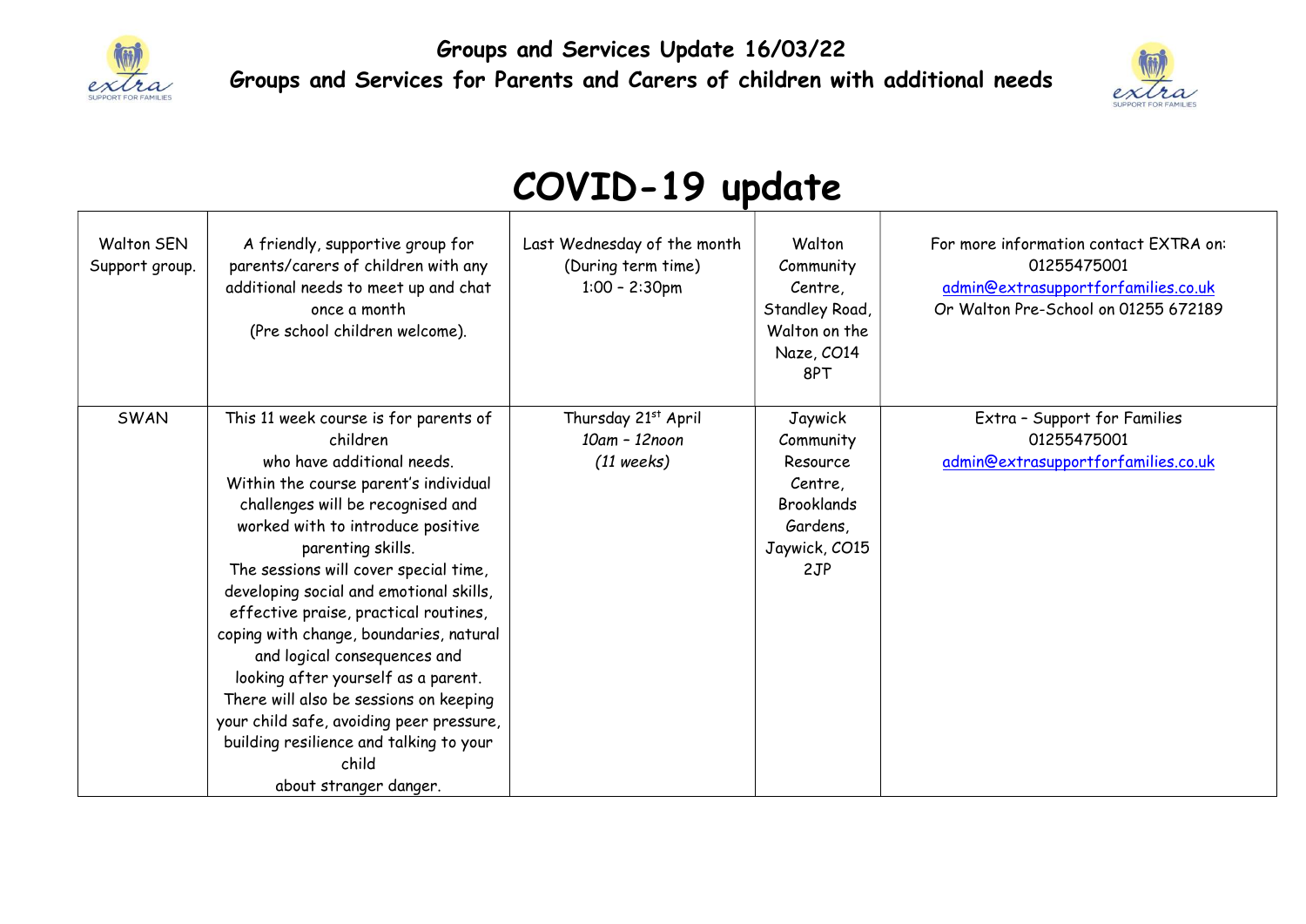**Groups and Services Update 16/03/22**

**Groups and Services for Parents and Carers of children with additional needs**

# COVID-19 update

| | | | | |
|---|---|---|---|---|
| Walton SEN Support group. | A friendly, supportive group for parents/carers of children with any additional needs to meet up and chat once a month (Pre school children welcome). | Last Wednesday of the month (During term time) 1:00 – 2:30pm | Walton Community Centre, Standley Road, Walton on the Naze, CO14 8PT | For more information contact EXTRA on: 01255475001 admin@extrasupportforfamilies.co.uk Or Walton Pre-School on 01255 672189 |
| SWAN | This 11 week course is for parents of children who have additional needs. Within the course parent's individual challenges will be recognised and worked with to introduce positive parenting skills. The sessions will cover special time, developing social and emotional skills, effective praise, practical routines, coping with change, boundaries, natural and logical consequences and looking after yourself as a parent. There will also be sessions on keeping your child safe, avoiding peer pressure, building resilience and talking to your child about stranger danger. | Thursday 21st April *10am – 12noon* *(11 weeks)* | Jaywick Community Resource Centre, Brooklands Gardens, Jaywick, CO15 2JP | Extra – Support for Families 01255475001 admin@extrasupportforfamilies.co.uk |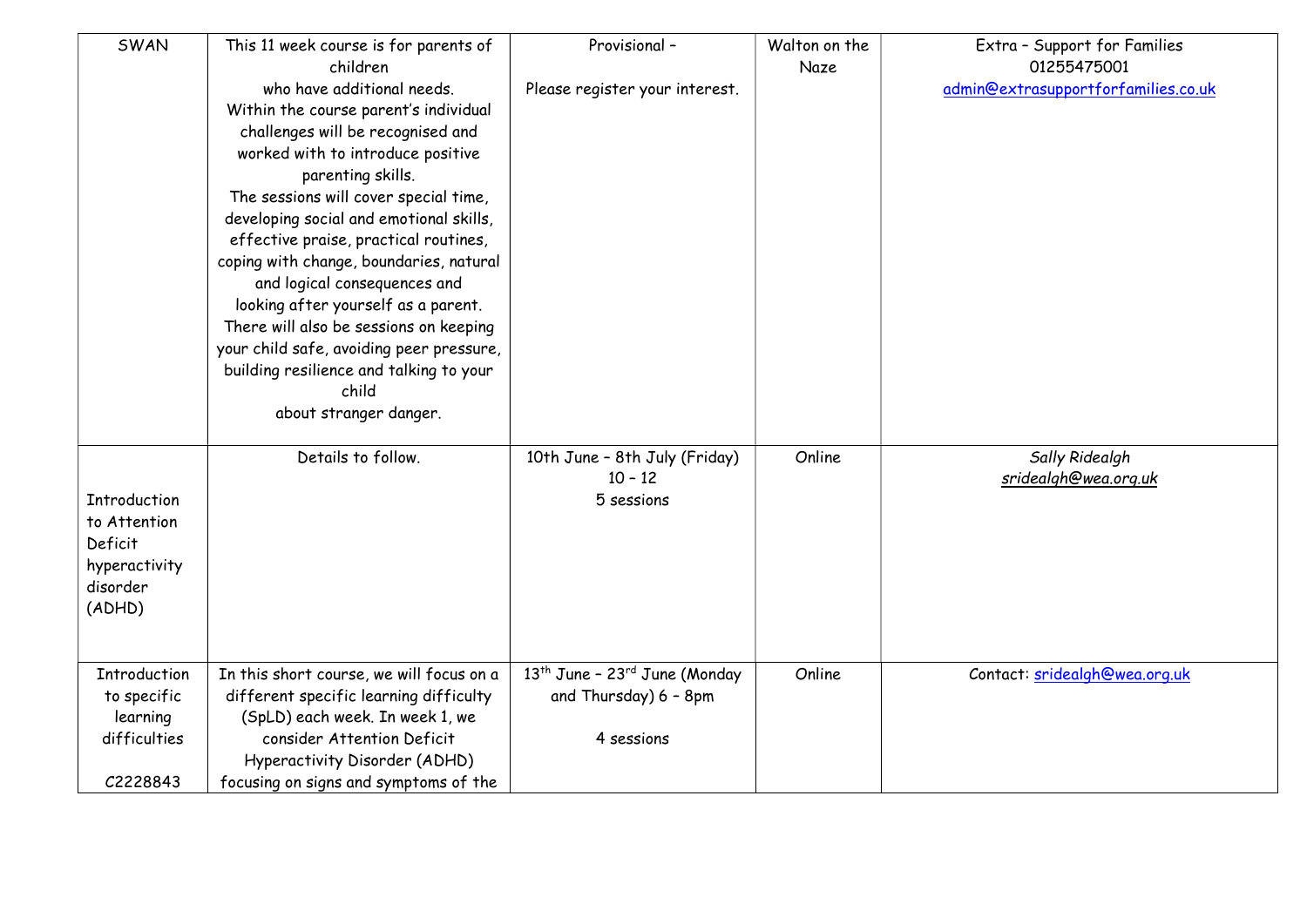| SWAN | This 11 week course is for parents of children who have additional needs. Within the course parent's individual challenges will be recognised and worked with to introduce positive parenting skills. The sessions will cover special time, developing social and emotional skills, effective praise, practical routines, coping with change, boundaries, natural and logical consequences and looking after yourself as a parent. There will also be sessions on keeping your child safe, avoiding peer pressure, building resilience and talking to your child about stranger danger. | Provisional – Please register your interest. | Walton on the Naze | Extra – Support for Families 01255475001 admin@extrasupportforfamilies.co.uk |
|---|---|---|---|---|
| Introduction to Attention Deficit hyperactivity disorder (ADHD) | Details to follow. | 10th June – 8th July (Friday) 10 – 12 5 sessions | Online | *Sally Ridealgh* *sridealgh@wea.org.uk* |
| Introduction to specific learning difficulties C2228843 | In this short course, we will focus on a different specific learning difficulty (SpLD) each week. In week 1, we consider Attention Deficit Hyperactivity Disorder (ADHD) focusing on signs and symptoms of the | 13th June – 23rd June (Monday and Thursday) 6 – 8pm 4 sessions | Online | Contact: sridealgh@wea.org.uk |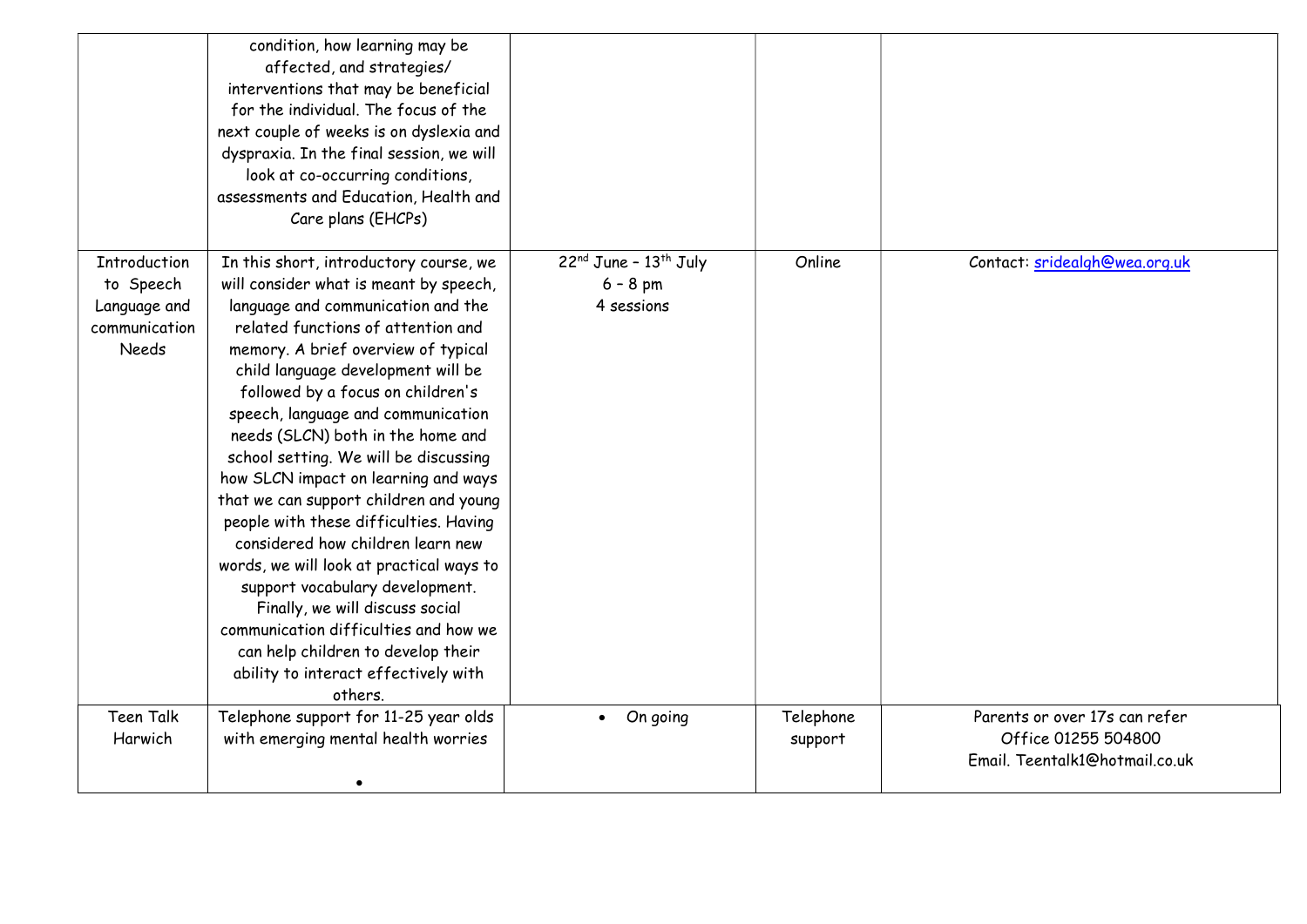| | | | | |
|---|---|---|---|---|
| | condition, how learning may be affected, and strategies/ interventions that may be beneficial for the individual. The focus of the next couple of weeks is on dyslexia and dyspraxia. In the final session, we will look at co-occurring conditions, assessments and Education, Health and Care plans (EHCPs) | | | |
| Introduction to Speech Language and communication Needs | In this short, introductory course, we will consider what is meant by speech, language and communication and the related functions of attention and memory. A brief overview of typical child language development will be followed by a focus on children's speech, language and communication needs (SLCN) both in the home and school setting. We will be discussing how SLCN impact on learning and ways that we can support children and young people with these difficulties. Having considered how children learn new words, we will look at practical ways to support vocabulary development. Finally, we will discuss social communication difficulties and how we can help children to develop their ability to interact effectively with others. | 22nd June – 13th July<br>6 – 8 pm<br>4 sessions | Online | Contact: sridealgh@wea.org.uk |
| Teen Talk Harwich | Telephone support for 11-25 year olds with emerging mental health worries<br>• | • On going | Telephone support | Parents or over 17s can refer<br>Office 01255 504800<br>Email. Teentalk1@hotmail.co.uk |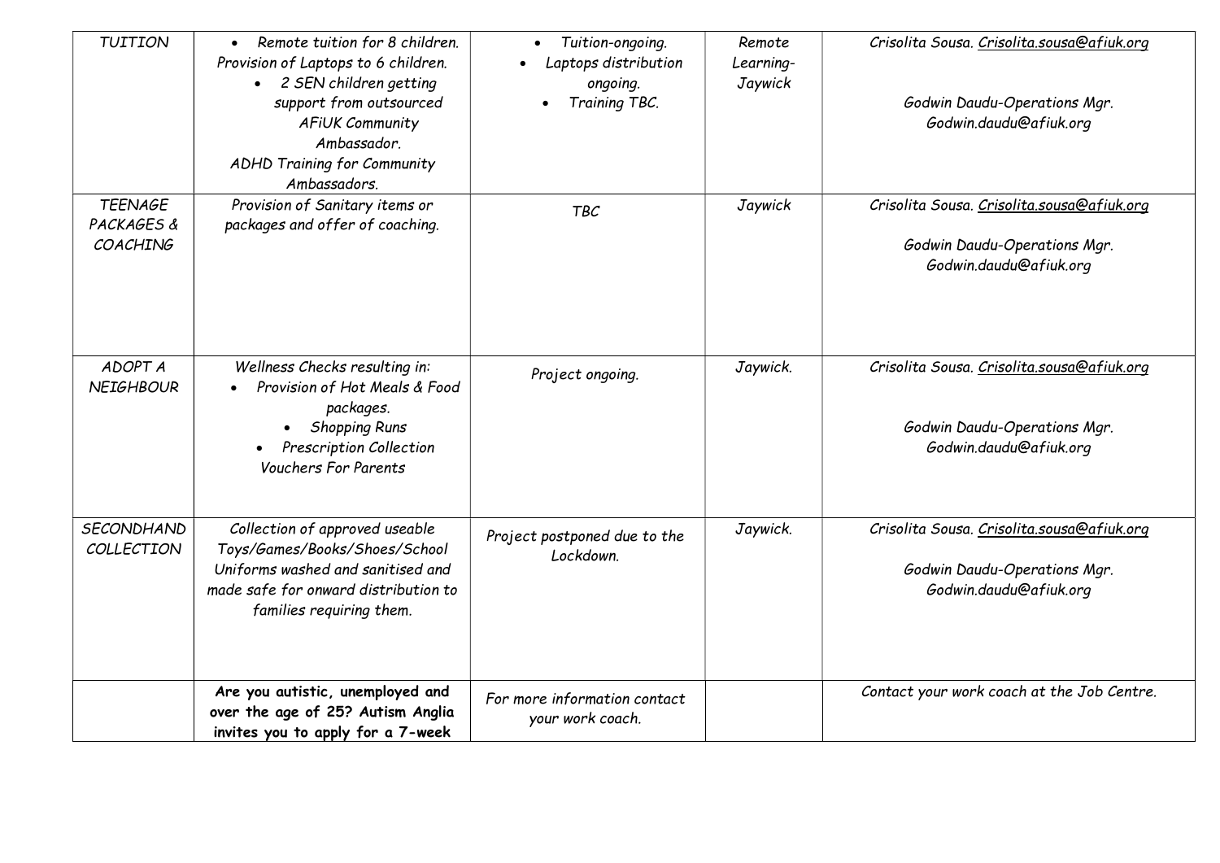| TUITION | • Remote tuition for 8 children.<br>Provision of Laptops to 6 children.<br>• 2 SEN children getting support from outsourced AFiUK Community Ambassador.<br>ADHD Training for Community Ambassadors. | • Tuition-ongoing.<br>• Laptops distribution ongoing.<br>• Training TBC. | Remote Learning-Jaywick | Crisolita Sousa. Crisolita.sousa@afiuk.org<br><br>Godwin Daudu-Operations Mgr. Godwin.daudu@afiuk.org |
|---|---|---|---|---|
| TEENAGE PACKAGES & COACHING | Provision of Sanitary items or packages and offer of coaching. | TBC | Jaywick | Crisolita Sousa. Crisolita.sousa@afiuk.org<br><br>Godwin Daudu-Operations Mgr. Godwin.daudu@afiuk.org |
| ADOPT A NEIGHBOUR | Wellness Checks resulting in:<br>• Provision of Hot Meals & Food packages.<br>• Shopping Runs<br>• Prescription Collection<br>Vouchers For Parents | Project ongoing. | Jaywick. | Crisolita Sousa. Crisolita.sousa@afiuk.org<br><br>Godwin Daudu-Operations Mgr. Godwin.daudu@afiuk.org |
| SECONDHAND COLLECTION | Collection of approved useable Toys/Games/Books/Shoes/School Uniforms washed and sanitised and made safe for onward distribution to families requiring them. | Project postponed due to the Lockdown. | Jaywick. | Crisolita Sousa. Crisolita.sousa@afiuk.org<br><br>Godwin Daudu-Operations Mgr. Godwin.daudu@afiuk.org |
| | **Are you autistic, unemployed and over the age of 25? Autism Anglia invites you to apply for a 7-week** | For more information contact your work coach. | | Contact your work coach at the Job Centre. |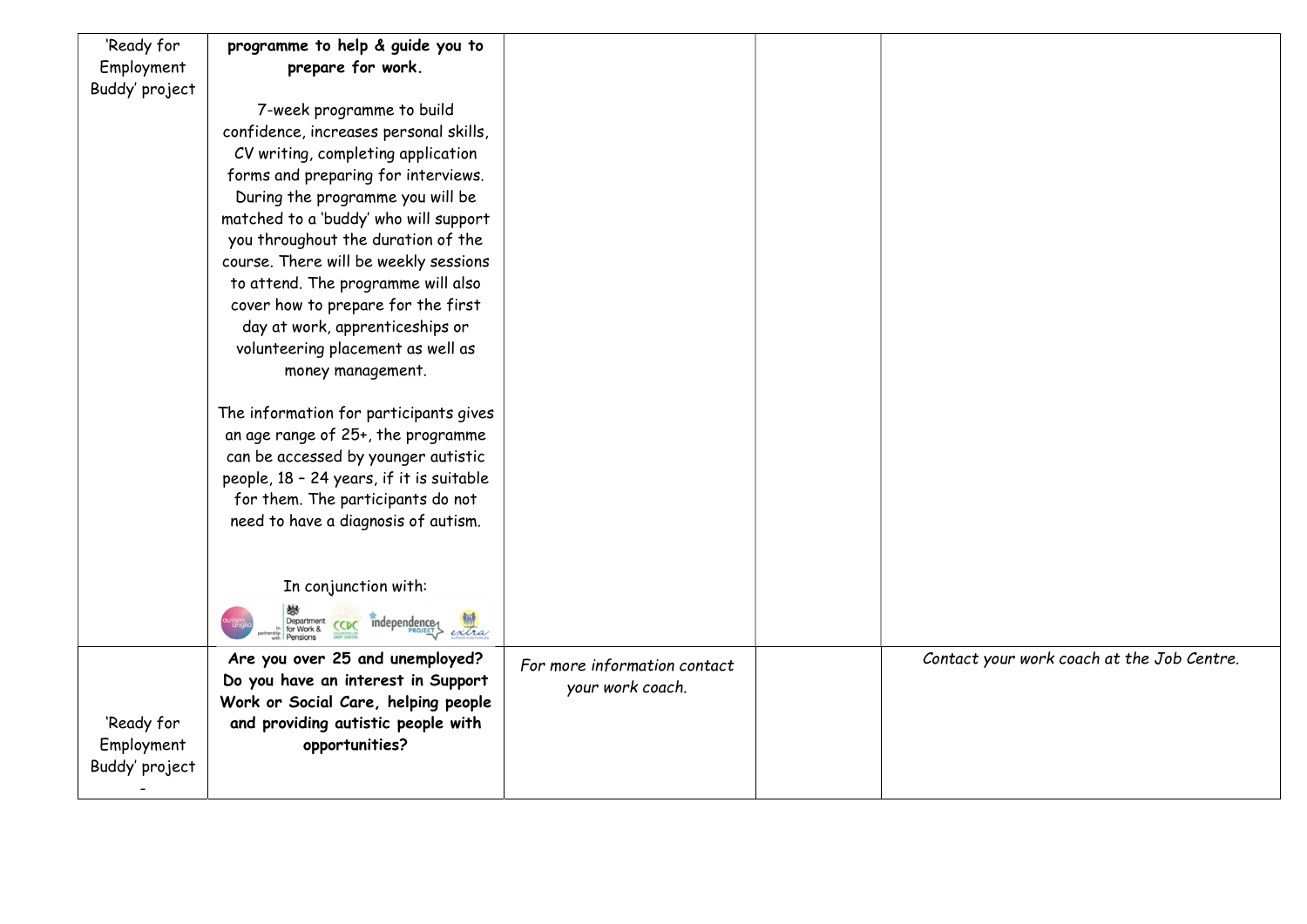| | | | | |
|---|---|---|---|---|
| 'Ready for Employment Buddy' project | **programme to help & guide you to prepare for work.**<br><br>7-week programme to build confidence, increases personal skills, CV writing, completing application forms and preparing for interviews. During the programme you will be matched to a 'buddy' who will support you throughout the duration of the course. There will be weekly sessions to attend. The programme will also cover how to prepare for the first day at work, apprenticeships or volunteering placement as well as money management.<br><br>The information for participants gives an age range of 25+, the programme can be accessed by younger autistic people, 18 – 24 years, if it is suitable for them. The participants do not need to have a diagnosis of autism.<br><br>In conjunction with:<br>autism anglia In partnership with Department for Work & Pensions CCDC independence PROJECT extra | | | |
| 'Ready for Employment Buddy' project<br>- | **Are you over 25 and unemployed? Do you have an interest in Support Work or Social Care, helping people and providing autistic people with opportunities?** | *For more information contact your work coach.* | | *Contact your work coach at the Job Centre.* |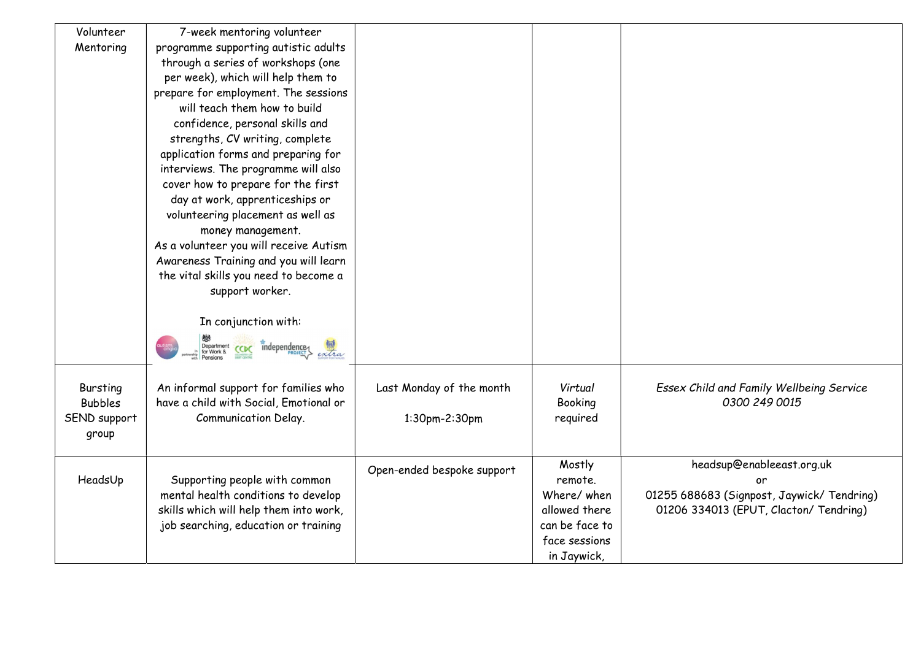| | | | | |
|---|---|---|---|---|
| Volunteer Mentoring | 7-week mentoring volunteer programme supporting autistic adults through a series of workshops (one per week), which will help them to prepare for employment. The sessions will teach them how to build confidence, personal skills and strengths, CV writing, complete application forms and preparing for interviews. The programme will also cover how to prepare for the first day at work, apprenticeships or volunteering placement as well as money management.<br>As a volunteer you will receive Autism Awareness Training and you will learn the vital skills you need to become a support worker.<br><br>In conjunction with: | | | |
| Bursting Bubbles SEND support group | An informal support for families who have a child with Social, Emotional or Communication Delay. | Last Monday of the month<br><br>1:30pm-2:30pm | *Virtual* Booking required | *Essex Child and Family Wellbeing Service 0300 249 0015* |
| HeadsUp | Supporting people with common mental health conditions to develop skills which will help them into work, job searching, education or training | Open-ended bespoke support | Mostly remote. Where/ when allowed there can be face to face sessions in Jaywick, | headsup@enableeast.org.uk<br>or<br>01255 688683 (Signpost, Jaywick/ Tendring)<br>01206 334013 (EPUT, Clacton/ Tendring) |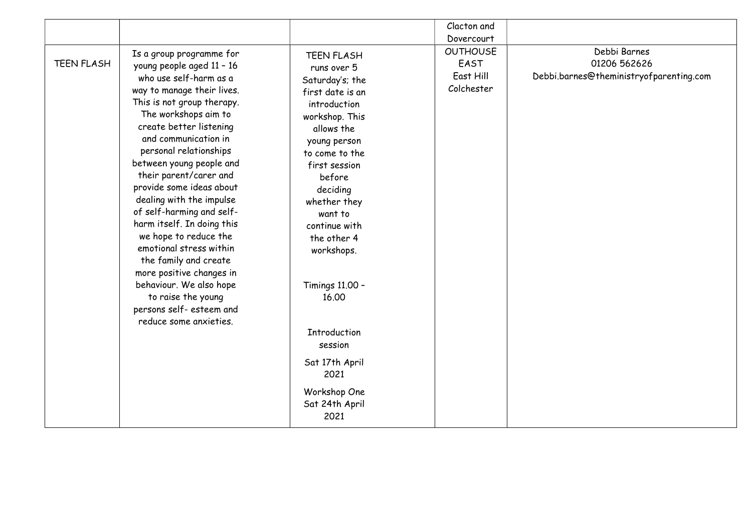| | | | | |
|---|---|---|---|---|
| | | | Clacton and Dovercourt | |
| TEEN FLASH | Is a group programme for young people aged 11 – 16 who use self-harm as a way to manage their lives. This is not group therapy. The workshops aim to create better listening and communication in personal relationships between young people and their parent/carer and provide some ideas about dealing with the impulse of self-harming and self-harm itself. In doing this we hope to reduce the emotional stress within the family and create more positive changes in behaviour. We also hope to raise the young persons self- esteem and reduce some anxieties. | TEEN FLASH runs over 5 Saturday's; the first date is an introduction workshop. This allows the young person to come to the first session before deciding whether they want to continue with the other 4 workshops.<br><br>Timings 11.00 – 16.00<br><br>Introduction session<br>Sat 17th April 2021<br>Workshop One Sat 24th April 2021 | OUTHOUSE EAST<br>East Hill<br>Colchester | Debbi Barnes<br>01206 562626<br>Debbi.barnes@theministryofparenting.com |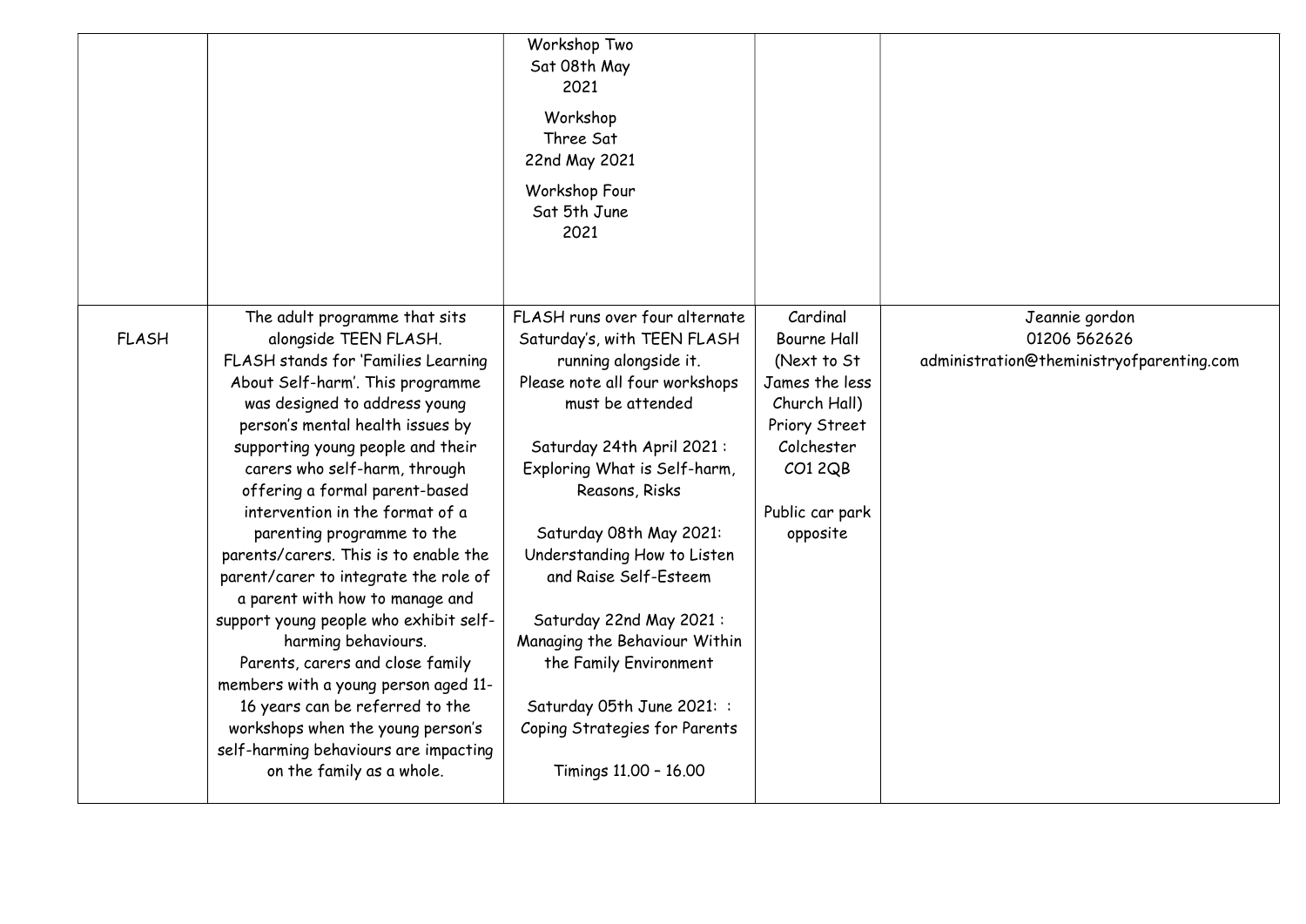|  |  |  |  |  |
|---|---|---|---|---|
|  |  | Workshop Two Sat 08th May 2021<br><br>Workshop Three Sat 22nd May 2021<br><br>Workshop Four Sat 5th June 2021 |  |  |
| FLASH | The adult programme that sits alongside TEEN FLASH.<br>FLASH stands for 'Families Learning About Self-harm'. This programme was designed to address young person's mental health issues by supporting young people and their carers who self-harm, through offering a formal parent-based intervention in the format of a parenting programme to the parents/carers. This is to enable the parent/carer to integrate the role of a parent with how to manage and support young people who exhibit self-harming behaviours.<br>Parents, carers and close family members with a young person aged 11-16 years can be referred to the workshops when the young person's self-harming behaviours are impacting on the family as a whole. | FLASH runs over four alternate Saturday's, with TEEN FLASH running alongside it.<br>Please note all four workshops must be attended<br><br>Saturday 24th April 2021 : Exploring What is Self-harm, Reasons, Risks<br><br>Saturday 08th May 2021: Understanding How to Listen and Raise Self-Esteem<br><br>Saturday 22nd May 2021 : Managing the Behaviour Within the Family Environment<br><br>Saturday 05th June 2021: : Coping Strategies for Parents<br><br>Timings 11.00 – 16.00 | Cardinal Bourne Hall (Next to St James the less Church Hall) Priory Street Colchester CO1 2QB<br><br>Public car park opposite | Jeannie gordon<br>01206 562626<br>administration@theministryofparenting.com |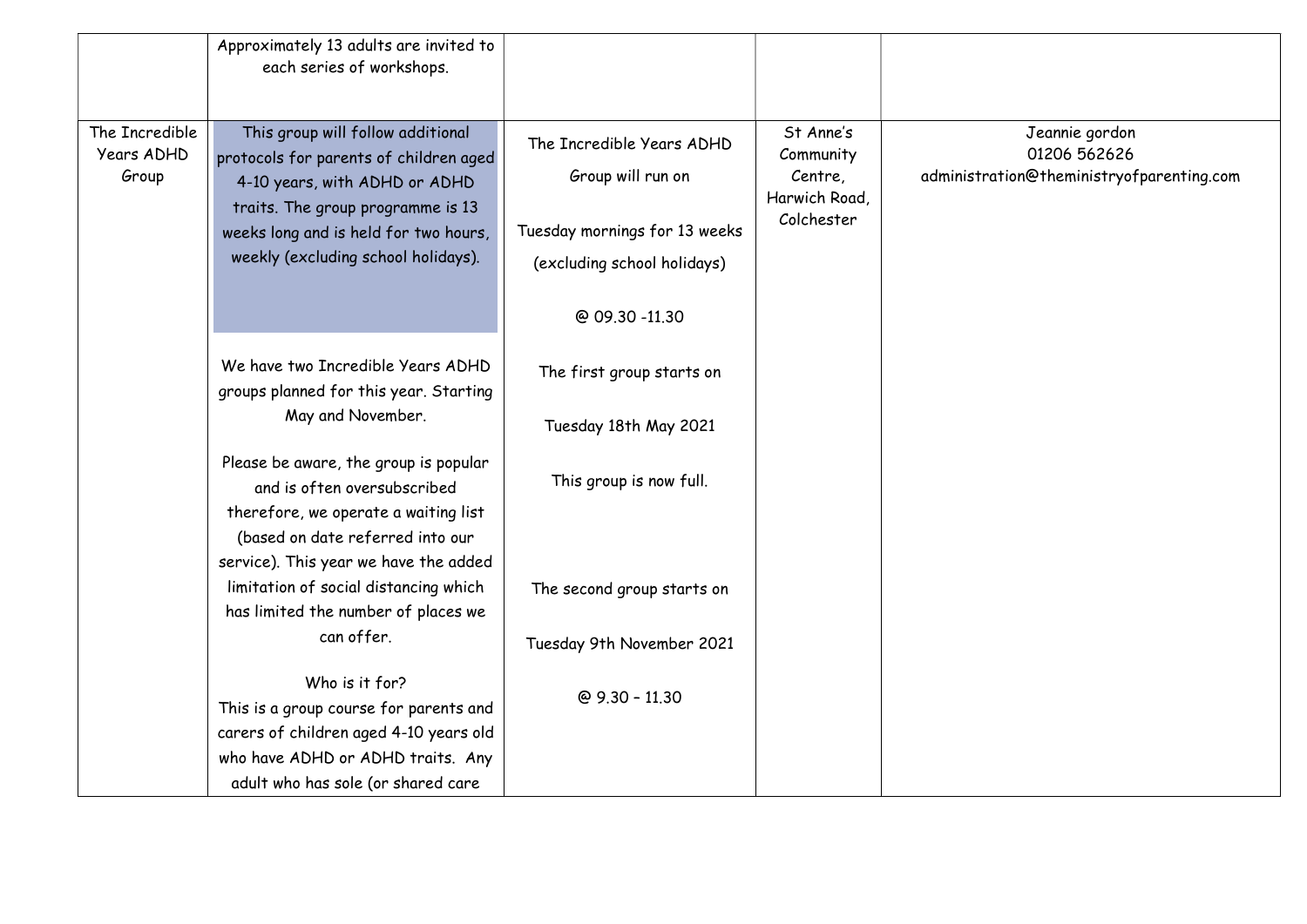| | | | | |
|---|---|---|---|---|
| | Approximately 13 adults are invited to each series of workshops. | | | |
| The Incredible Years ADHD Group | This group will follow additional protocols for parents of children aged 4-10 years, with ADHD or ADHD traits. The group programme is 13 weeks long and is held for two hours, weekly (excluding school holidays).<br><br>We have two Incredible Years ADHD groups planned for this year. Starting May and November.<br><br>Please be aware, the group is popular and is often oversubscribed therefore, we operate a waiting list (based on date referred into our service). This year we have the added limitation of social distancing which has limited the number of places we can offer.<br><br>Who is it for?<br>This is a group course for parents and carers of children aged 4-10 years old who have ADHD or ADHD traits. Any adult who has sole (or shared care | The Incredible Years ADHD Group will run on<br><br>Tuesday mornings for 13 weeks (excluding school holidays)<br><br>@ 09.30 -11.30<br><br>The first group starts on<br><br>Tuesday 18th May 2021<br><br>This group is now full.<br><br>The second group starts on<br><br>Tuesday 9th November 2021<br><br>@ 9.30 – 11.30 | St Anne's Community Centre, Harwich Road, Colchester | Jeannie gordon<br>01206 562626<br>administration@theministryofparenting.com |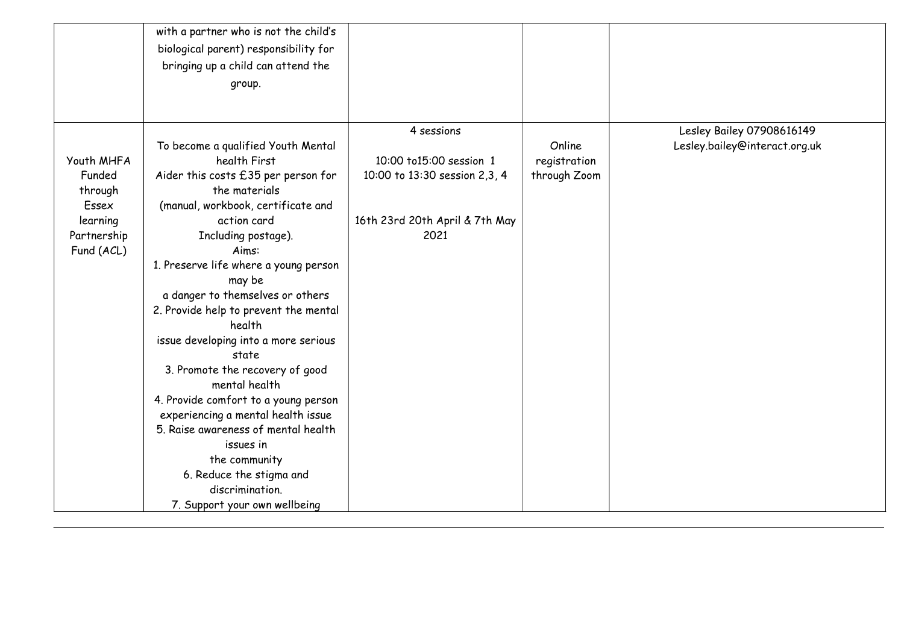|  |  |  |  |  |
|---|---|---|---|---|
|  | with a partner who is not the child's biological parent) responsibility for bringing up a child can attend the group. |  |  |  |
| Youth MHFA Funded through Essex learning Partnership Fund (ACL) | To become a qualified Youth Mental health First Aider this costs £35 per person for the materials (manual, workbook, certificate and action card Including postage).<br>Aims:<br>1. Preserve life where a young person may be a danger to themselves or others<br>2. Provide help to prevent the mental health issue developing into a more serious state<br>3. Promote the recovery of good mental health<br>4. Provide comfort to a young person experiencing a mental health issue<br>5. Raise awareness of mental health issues in the community<br>6. Reduce the stigma and discrimination.<br>7. Support your own wellbeing | 4 sessions<br><br>10:00 to15:00 session 1<br>10:00 to 13:30 session 2,3, 4<br><br>16th 23rd 20th April & 7th May 2021 | Online registration through Zoom | Lesley Bailey 07908616149<br>Lesley.bailey@interact.org.uk |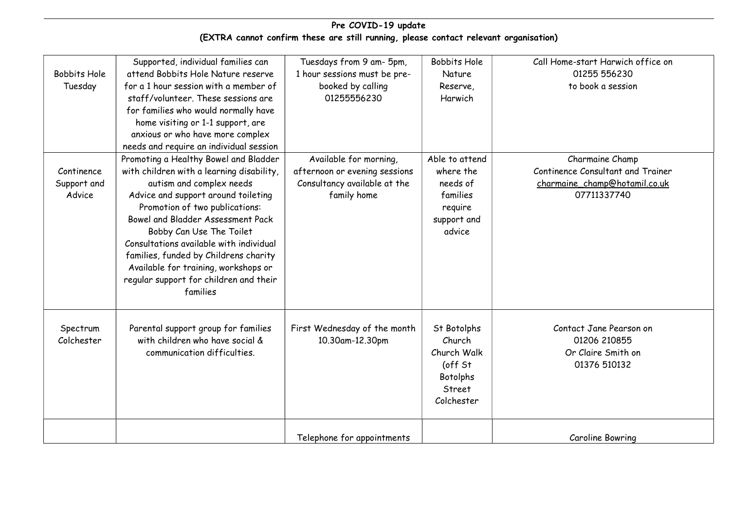**Pre COVID-19 update**
**(EXTRA cannot confirm these are still running, please contact relevant organisation)**

| | | | | |
|---|---|---|---|---|
| Bobbits Hole Tuesday | Supported, individual families can attend Bobbits Hole Nature reserve for a 1 hour session with a member of staff/volunteer. These sessions are for families who would normally have home visiting or 1-1 support, are anxious or who have more complex needs and require an individual session | Tuesdays from 9 am- 5pm, 1 hour sessions must be pre-booked by calling 01255556230 | Bobbits Hole Nature Reserve, Harwich | Call Home-start Harwich office on 01255 556230 to book a session |
| Continence Support and Advice | Promoting a Healthy Bowel and Bladder with children with a learning disability, autism and complex needs<br>Advice and support around toileting<br>Promotion of two publications:<br>Bowel and Bladder Assessment Pack<br>Bobby Can Use The Toilet<br>Consultations available with individual families, funded by Childrens charity<br>Available for training, workshops or regular support for children and their families | Available for morning, afternoon or evening sessions<br>Consultancy available at the family home | Able to attend where the needs of families require support and advice | Charmaine Champ<br>Continence Consultant and Trainer<br>charmaine_champ@hotamil.co.uk<br>07711337740 |
| Spectrum Colchester | Parental support group for families with children who have social & communication difficulties. | First Wednesday of the month 10.30am-12.30pm | St Botolphs Church Church Walk (off St Botolphs Street Colchester | Contact Jane Pearson on 01206 210855<br>Or Claire Smith on 01376 510132 |
| | | Telephone for appointments | | Caroline Bowring |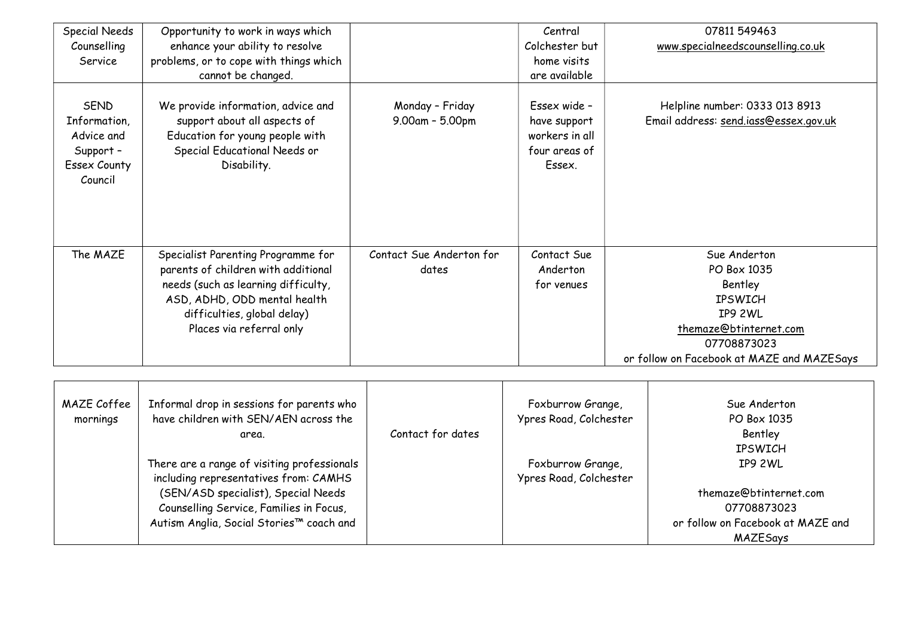| | | | | |
|---|---|---|---|---|
| Special Needs Counselling Service | Opportunity to work in ways which enhance your ability to resolve problems, or to cope with things which cannot be changed. | | Central Colchester but home visits are available | 07811 549463 www.specialneedscounselling.co.uk |
| SEND Information, Advice and Support – Essex County Council | We provide information, advice and support about all aspects of Education for young people with Special Educational Needs or Disability. | Monday – Friday 9.00am – 5.00pm | Essex wide – have support workers in all four areas of Essex. | Helpline number: 0333 013 8913 Email address: send.iass@essex.gov.uk |
| The MAZE | Specialist Parenting Programme for parents of children with additional needs (such as learning difficulty, ASD, ADHD, ODD mental health difficulties, global delay) Places via referral only | Contact Sue Anderton for dates | Contact Sue Anderton for venues | Sue Anderton PO Box 1035 Bentley IPSWICH IP9 2WL themaze@btinternet.com 07708873023 or follow on Facebook at MAZE and MAZESays |

| | | | | |
|---|---|---|---|---|
| MAZE Coffee mornings | Informal drop in sessions for parents who have children with SEN/AEN across the area. There are a range of visiting professionals including representatives from: CAMHS (SEN/ASD specialist), Special Needs Counselling Service, Families in Focus, Autism Anglia, Social Stories™ coach and | Contact for dates | Foxburrow Grange, Ypres Road, Colchester Foxburrow Grange, Ypres Road, Colchester | Sue Anderton PO Box 1035 Bentley IPSWICH IP9 2WL themaze@btinternet.com 07708873023 or follow on Facebook at MAZE and MAZESays |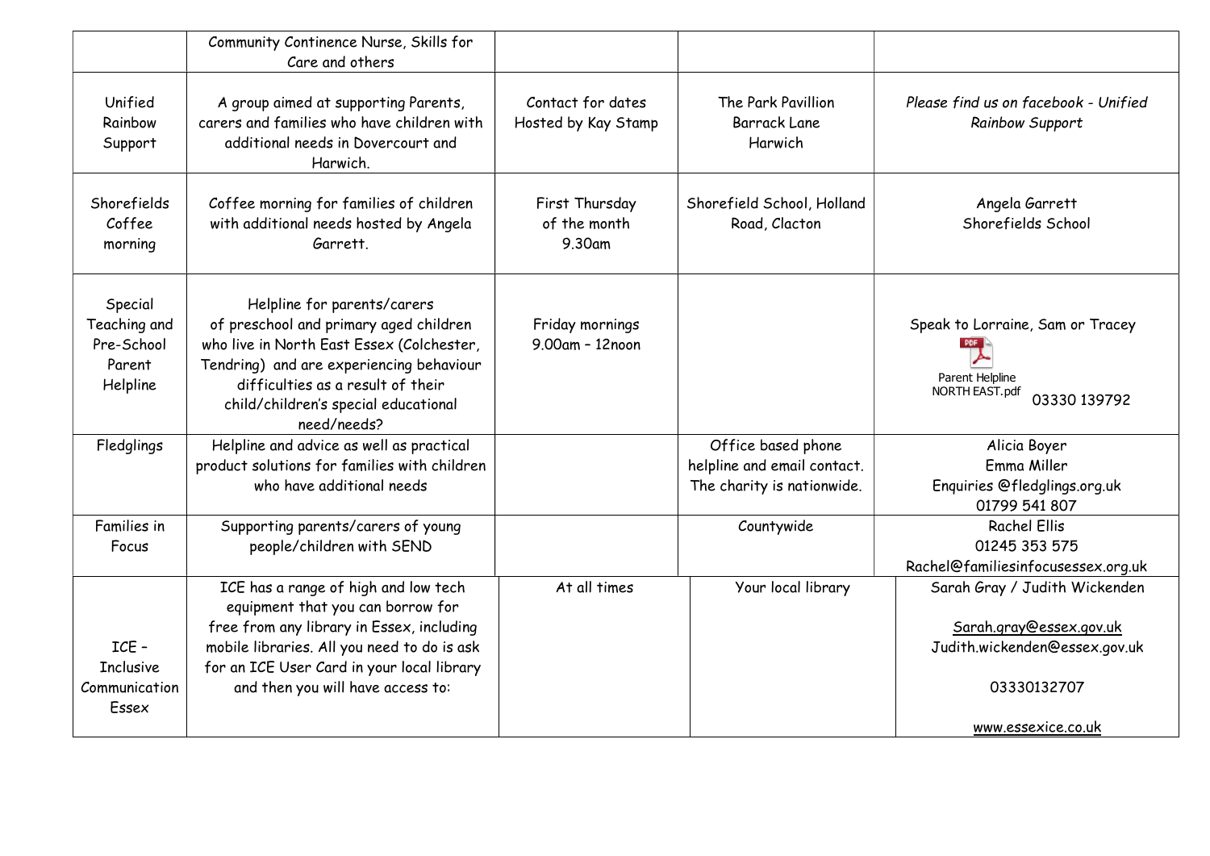| | | | | |
|---|---|---|---|---|
| | Community Continence Nurse, Skills for Care and others | | | |
| Unified Rainbow Support | A group aimed at supporting Parents, carers and families who have children with additional needs in Dovercourt and Harwich. | Contact for dates Hosted by Kay Stamp | The Park Pavillion Barrack Lane Harwich | *Please find us on facebook - Unified Rainbow Support* |
| Shorefields Coffee morning | Coffee morning for families of children with additional needs hosted by Angela Garrett. | First Thursday of the month 9.30am | Shorefield School, Holland Road, Clacton | Angela Garrett Shorefields School |
| Special Teaching and Pre-School Parent Helpline | Helpline for parents/carers of preschool and primary aged children who live in North East Essex (Colchester, Tendring) and are experiencing behaviour difficulties as a result of their child/children's special educational need/needs? | Friday mornings 9.00am – 12noon | | Speak to Lorraine, Sam or Tracey Parent Helpline NORTH EAST.pdf 03330 139792 |
| Fledglings | Helpline and advice as well as practical product solutions for families with children who have additional needs | | Office based phone helpline and email contact. The charity is nationwide. | Alicia Boyer Emma Miller Enquiries @fledglings.org.uk 01799 541 807 |
| Families in Focus | Supporting parents/carers of young people/children with SEND | | Countywide | Rachel Ellis 01245 353 575 Rachel@familiesinfocusessex.org.uk |
| ICE – Inclusive Communication Essex | ICE has a range of high and low tech equipment that you can borrow for free from any library in Essex, including mobile libraries. All you need to do is ask for an ICE User Card in your local library and then you will have access to: | At all times | Your local library | Sarah Gray / Judith Wickenden Sarah.gray@essex.gov.uk Judith.wickenden@essex.gov.uk 03330132707 www.essexice.co.uk |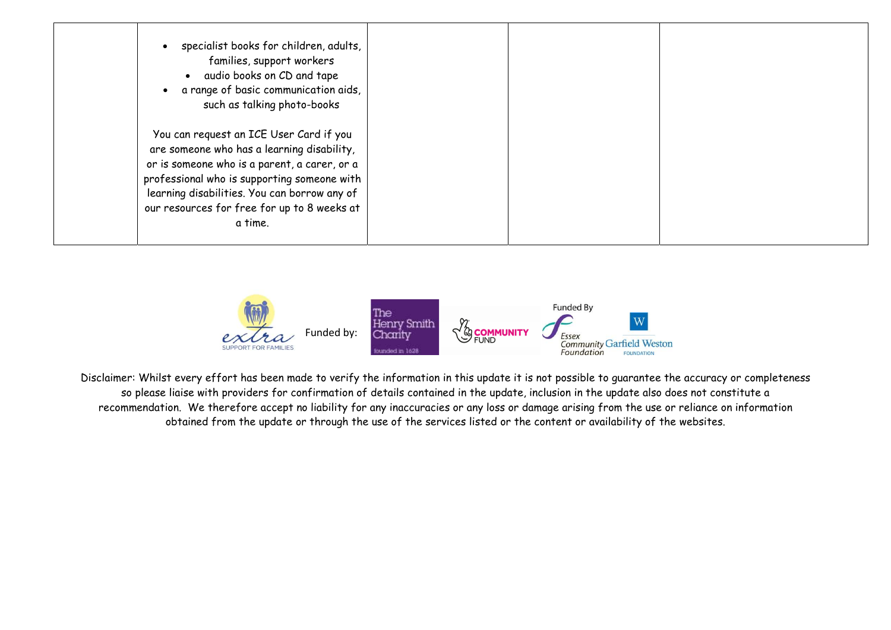| | | | | |
|---|---|---|---|---|
| | <ul><li>specialist books for children, adults, families, support workers</li><li>audio books on CD and tape</li><li>a range of basic communication aids, such as talking photo-books</li></ul>You can request an ICE User Card if you are someone who has a learning disability, or is someone who is a parent, a carer, or a professional who is supporting someone with learning disabilities. You can borrow any of our resources for free for up to 8 weeks at a time. | | | |

extra SUPPORT FOR FAMILIES

Funded by: The Henry Smith Charity founded in 1628 · COMMUNITY FUND · Funded By Essex Community Foundation · Garfield Weston FOUNDATION

Disclaimer: Whilst every effort has been made to verify the information in this update it is not possible to guarantee the accuracy or completeness so please liaise with providers for confirmation of details contained in the update, inclusion in the update also does not constitute a recommendation. We therefore accept no liability for any inaccuracies or any loss or damage arising from the use or reliance on information obtained from the update or through the use of the services listed or the content or availability of the websites.